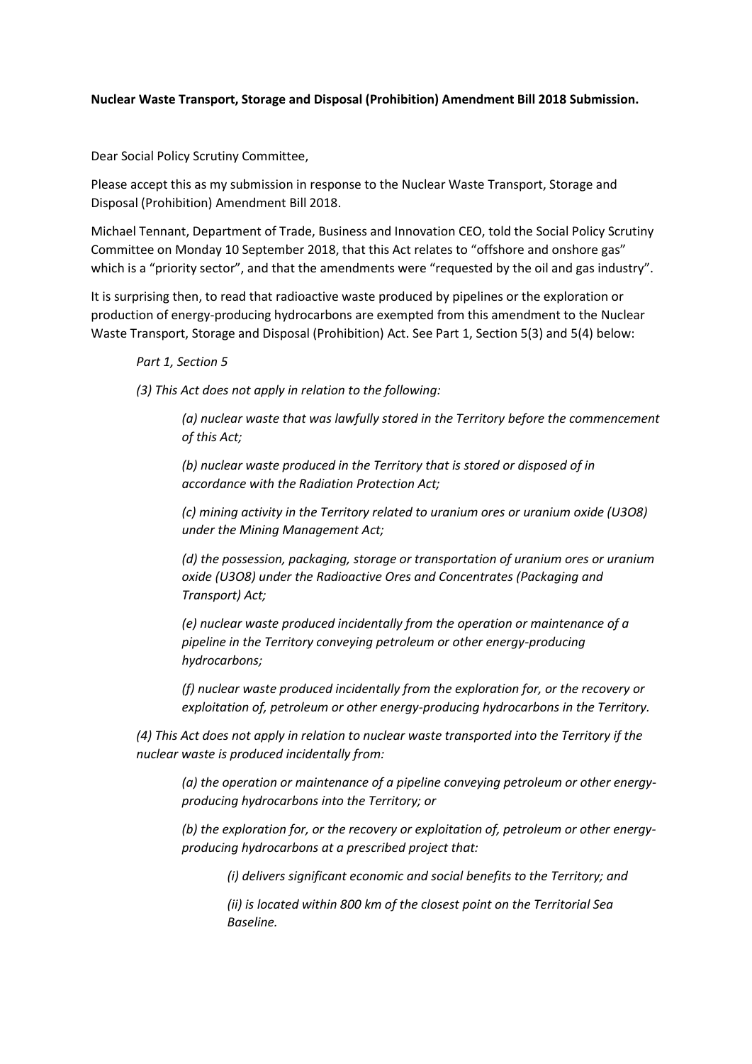**Nuclear Waste Transport, Storage and Disposal (Prohibition) Amendment Bill 2018 Submission.**

Dear Social Policy Scrutiny Committee,

Please accept this as my submission in response to the Nuclear Waste Transport, Storage and Disposal (Prohibition) Amendment Bill 2018.

Michael Tennant, Department of Trade, Business and Innovation CEO, told the Social Policy Scrutiny Committee on Monday 10 September 2018, that this Act relates to "offshore and onshore gas" which is a "priority sector", and that the amendments were "requested by the oil and gas industry".

It is surprising then, to read that radioactive waste produced by pipelines or the exploration or production of energy-producing hydrocarbons are exempted from this amendment to the Nuclear Waste Transport, Storage and Disposal (Prohibition) Act. See Part 1, Section 5(3) and 5(4) below:

> *Part 1, Section 5*
>
> *(3) This Act does not apply in relation to the following:*
>
> > *(a) nuclear waste that was lawfully stored in the Territory before the commencement of this Act;*
> >
> > *(b) nuclear waste produced in the Territory that is stored or disposed of in accordance with the Radiation Protection Act;*
> >
> > *(c) mining activity in the Territory related to uranium ores or uranium oxide (U3O8) under the Mining Management Act;*
> >
> > *(d) the possession, packaging, storage or transportation of uranium ores or uranium oxide (U3O8) under the Radioactive Ores and Concentrates (Packaging and Transport) Act;*
> >
> > *(e) nuclear waste produced incidentally from the operation or maintenance of a pipeline in the Territory conveying petroleum or other energy-producing hydrocarbons;*
> >
> > *(f) nuclear waste produced incidentally from the exploration for, or the recovery or exploitation of, petroleum or other energy-producing hydrocarbons in the Territory.*
>
> *(4) This Act does not apply in relation to nuclear waste transported into the Territory if the nuclear waste is produced incidentally from:*
>
> > *(a) the operation or maintenance of a pipeline conveying petroleum or other energy-producing hydrocarbons into the Territory; or*
> >
> > *(b) the exploration for, or the recovery or exploitation of, petroleum or other energy-producing hydrocarbons at a prescribed project that:*
> >
> > > *(i) delivers significant economic and social benefits to the Territory; and*
> > >
> > > *(ii) is located within 800 km of the closest point on the Territorial Sea Baseline.*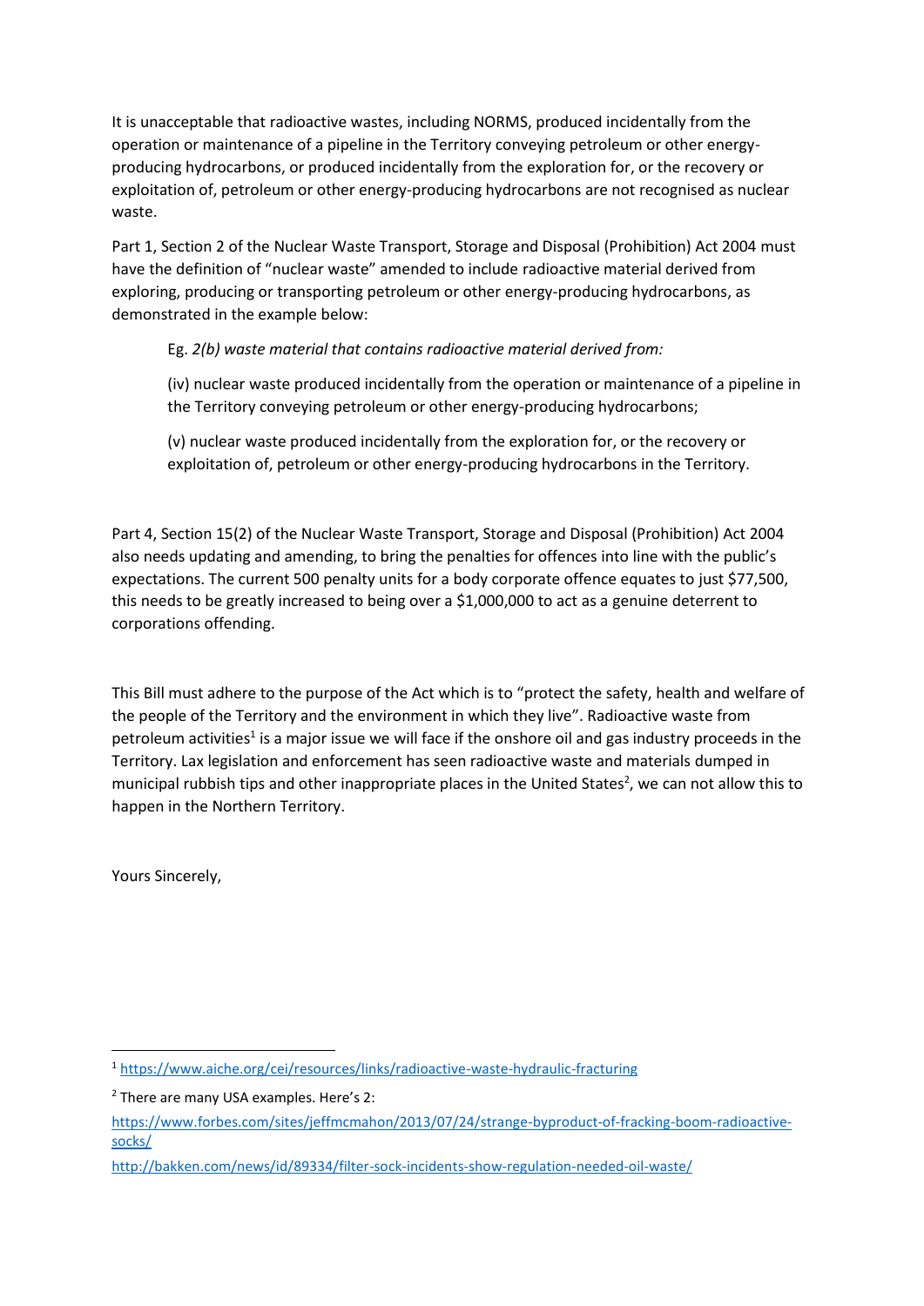It is unacceptable that radioactive wastes, including NORMS, produced incidentally from the operation or maintenance of a pipeline in the Territory conveying petroleum or other energy-producing hydrocarbons, or produced incidentally from the exploration for, or the recovery or exploitation of, petroleum or other energy-producing hydrocarbons are not recognised as nuclear waste.

Part 1, Section 2 of the Nuclear Waste Transport, Storage and Disposal (Prohibition) Act 2004 must have the definition of "nuclear waste" amended to include radioactive material derived from exploring, producing or transporting petroleum or other energy-producing hydrocarbons, as demonstrated in the example below:

> Eg. *2(b) waste material that contains radioactive material derived from:*
>
> (iv) nuclear waste produced incidentally from the operation or maintenance of a pipeline in the Territory conveying petroleum or other energy-producing hydrocarbons;
>
> (v) nuclear waste produced incidentally from the exploration for, or the recovery or exploitation of, petroleum or other energy-producing hydrocarbons in the Territory.

Part 4, Section 15(2) of the Nuclear Waste Transport, Storage and Disposal (Prohibition) Act 2004 also needs updating and amending, to bring the penalties for offences into line with the public's expectations. The current 500 penalty units for a body corporate offence equates to just $77,500, this needs to be greatly increased to being over a $1,000,000 to act as a genuine deterrent to corporations offending.

This Bill must adhere to the purpose of the Act which is to "protect the safety, health and welfare of the people of the Territory and the environment in which they live". Radioactive waste from petroleum activities[1] is a major issue we will face if the onshore oil and gas industry proceeds in the Territory. Lax legislation and enforcement has seen radioactive waste and materials dumped in municipal rubbish tips and other inappropriate places in the United States[2], we can not allow this to happen in the Northern Territory.

Yours Sincerely,

---

[1] https://www.aiche.org/cei/resources/links/radioactive-waste-hydraulic-fracturing

[2] There are many USA examples. Here's 2:

https://www.forbes.com/sites/jeffmcmahon/2013/07/24/strange-byproduct-of-fracking-boom-radioactive-socks/

http://bakken.com/news/id/89334/filter-sock-incidents-show-regulation-needed-oil-waste/